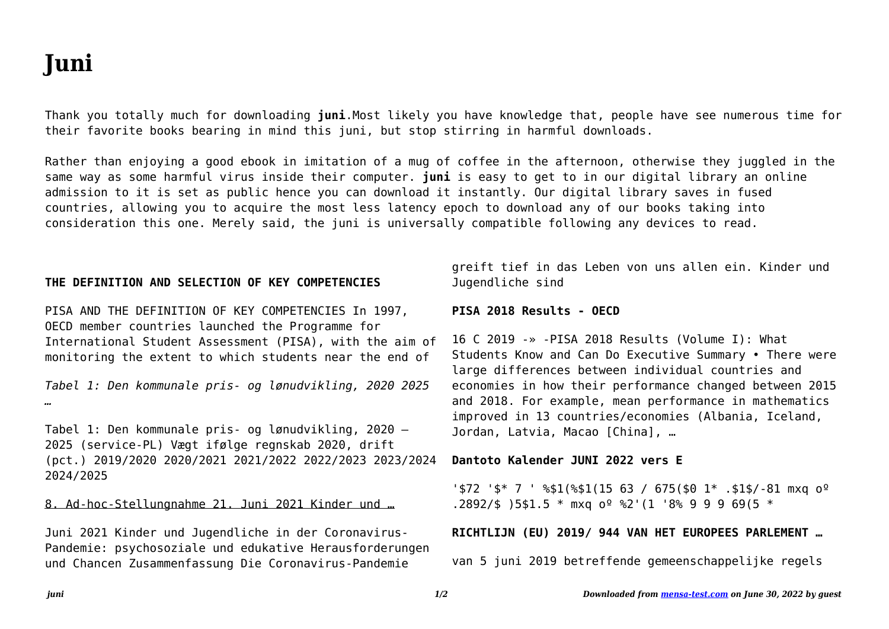# Juni

Thank you totally much for downloading **juni**.Most likely you have knowledge that, people have see numerous time for their favorite books bearing in mind this juni, but stop stirring in harmful downloads.

Rather than enjoying a good ebook in imitation of a mug of coffee in the afternoon, otherwise they juggled in the same way as some harmful virus inside their computer. **juni** is easy to get to in our digital library an online admission to it is set as public hence you can download it instantly. Our digital library saves in fused countries, allowing you to acquire the most less latency epoch to download any of our books taking into consideration this one. Merely said, the juni is universally compatible following any devices to read.

**THE DEFINITION AND SELECTION OF KEY COMPETENCIES**

PISA AND THE DEFINITION OF KEY COMPETENCIES In 1997, OECD member countries launched the Programme for International Student Assessment (PISA), with the aim of monitoring the extent to which students near the end of

*Tabel 1: Den kommunale pris- og lønudvikling, 2020 2025 …*

Tabel 1: Den kommunale pris- og lønudvikling, 2020 – 2025 (service-PL) Vægt ifølge regnskab 2020, drift (pct.) 2019/2020 2020/2021 2021/2022 2022/2023 2023/2024 2024/2025

8. Ad-hoc-Stellungnahme 21. Juni 2021 Kinder und …

Juni 2021 Kinder und Jugendliche in der Coronavirus-Pandemie: psychosoziale und edukative Herausforderungen und Chancen Zusammenfassung Die Coronavirus-Pandemie greift tief in das Leben von uns allen ein. Kinder und Jugendliche sind

**PISA 2018 Results - OECD**

16 C 2019 -» -PISA 2018 Results (Volume I): What Students Know and Can Do Executive Summary • There were large differences between individual countries and economies in how their performance changed between 2015 and 2018. For example, mean performance in mathematics improved in 13 countries/economies (Albania, Iceland, Jordan, Latvia, Macao [China], …

**Dantoto Kalender JUNI 2022 vers E**

'$72 '$* 7 ' %$1(%$1(15 63 / 675($0 1* .$1$/-81 mxq oº .2892/$ )5$1.5 * mxq oº %2'(1 '8% 9 9 9 69(5 *

**RICHTLIJN (EU) 2019/ 944 VAN HET EUROPEES PARLEMENT …**

van 5 juni 2019 betreffende gemeenschappelijke regels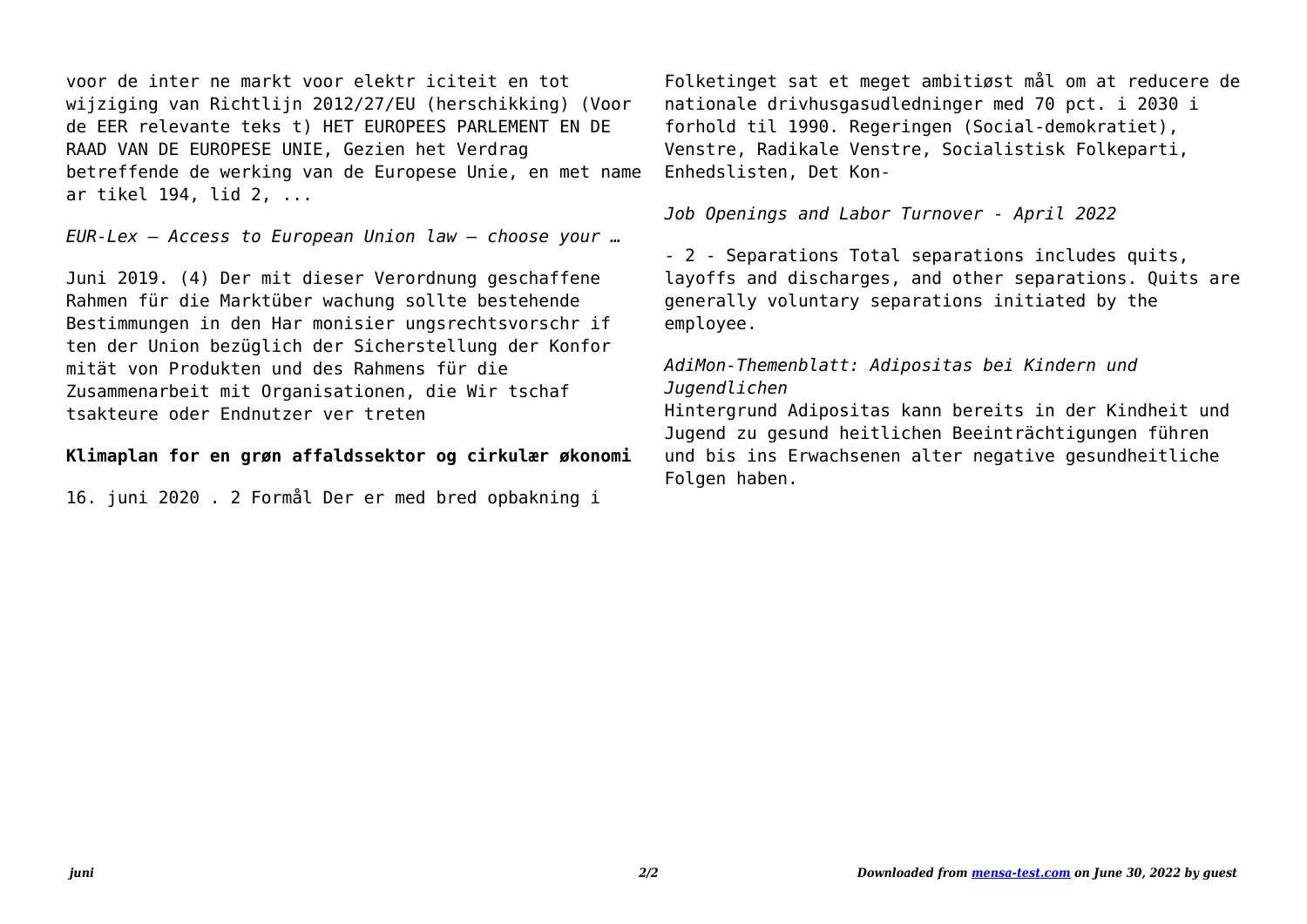voor de inter ne markt voor elektr iciteit en tot wijziging van Richtlijn 2012/27/EU (herschikking) (Voor de EER relevante teks t) HET EUROPEES PARLEMENT EN DE RAAD VAN DE EUROPESE UNIE, Gezien het Verdrag betreffende de werking van de Europese Unie, en met name ar tikel 194, lid 2, ...

*EUR-Lex — Access to European Union law — choose your …*

Juni 2019. (4) Der mit dieser Verordnung geschaffene Rahmen für die Marktüber wachung sollte bestehende Bestimmungen in den Har monisier ungsrechtsvorschr if ten der Union bezüglich der Sicherstellung der Konfor mität von Produkten und des Rahmens für die Zusammenarbeit mit Organisationen, die Wir tschaf tsakteure oder Endnutzer ver treten

**Klimaplan for en grøn affaldssektor og cirkulær økonomi**

16. juni 2020 . 2 Formål Der er med bred opbakning i Folketinget sat et meget ambitiøst mål om at reducere de nationale drivhusgasudledninger med 70 pct. i 2030 i forhold til 1990. Regeringen (Social-demokratiet), Venstre, Radikale Venstre, Socialistisk Folkeparti, Enhedslisten, Det Kon-

*Job Openings and Labor Turnover - April 2022*

- 2 - Separations Total separations includes quits, layoffs and discharges, and other separations. Quits are generally voluntary separations initiated by the employee.

*AdiMon-Themenblatt: Adipositas bei Kindern und Jugendlichen*

Hintergrund Adipositas kann bereits in der Kindheit und Jugend zu gesund heitlichen Beeinträchtigungen führen und bis ins Erwachsenen alter negative gesundheitliche Folgen haben.